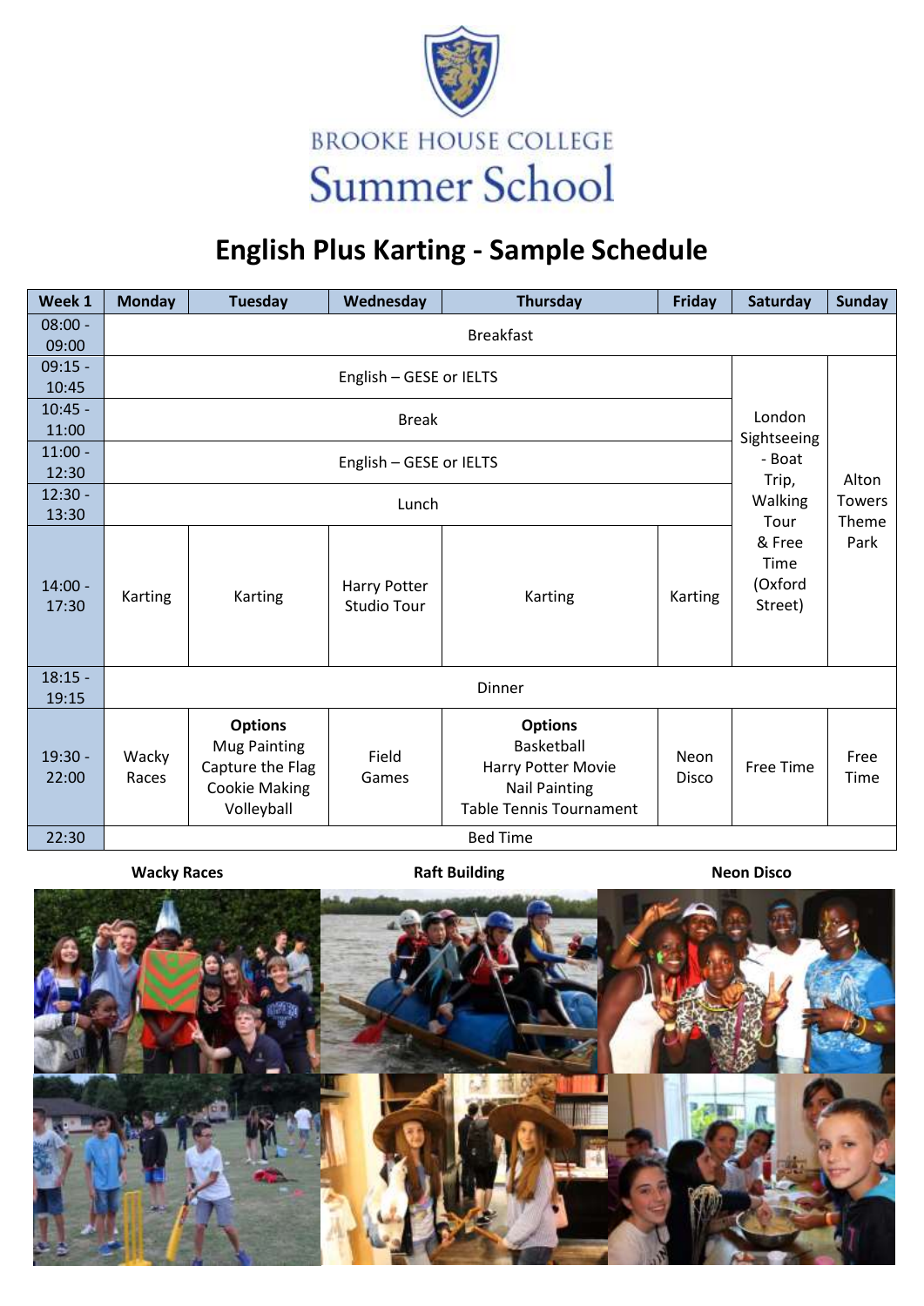BROOKE HOUSE COLLEGE

Summer School

# English Plus Karting - Sample Schedule

| Week 1 | Monday | Tuesday | Wednesday | Thursday | Friday | Saturday | Sunday |
|---|---|---|---|---|---|---|---|
| 08:00 - 09:00 | Breakfast | | | | | | |
| 09:15 - 10:45 | English – GESE or IELTS | | | | | London Sightseeing - Boat Trip, Walking Tour & Free Time (Oxford Street) | Alton Towers Theme Park |
| 10:45 - 11:00 | Break | | | | | | |
| 11:00 - 12:30 | English – GESE or IELTS | | | | | | |
| 12:30 - 13:30 | Lunch | | | | | | |
| 14:00 - 17:30 | Karting | Karting | Harry Potter Studio Tour | Karting | Karting | | |
| 18:15 - 19:15 | Dinner | | | | | | |
| 19:30 - 22:00 | Wacky Races | **Options** Mug Painting Capture the Flag Cookie Making Volleyball | Field Games | **Options** Basketball Harry Potter Movie Nail Painting Table Tennis Tournament | Neon Disco | Free Time | Free Time |
| 22:30 | Bed Time | | | | | | |

**Wacky Races** **Raft Building** **Neon Disco**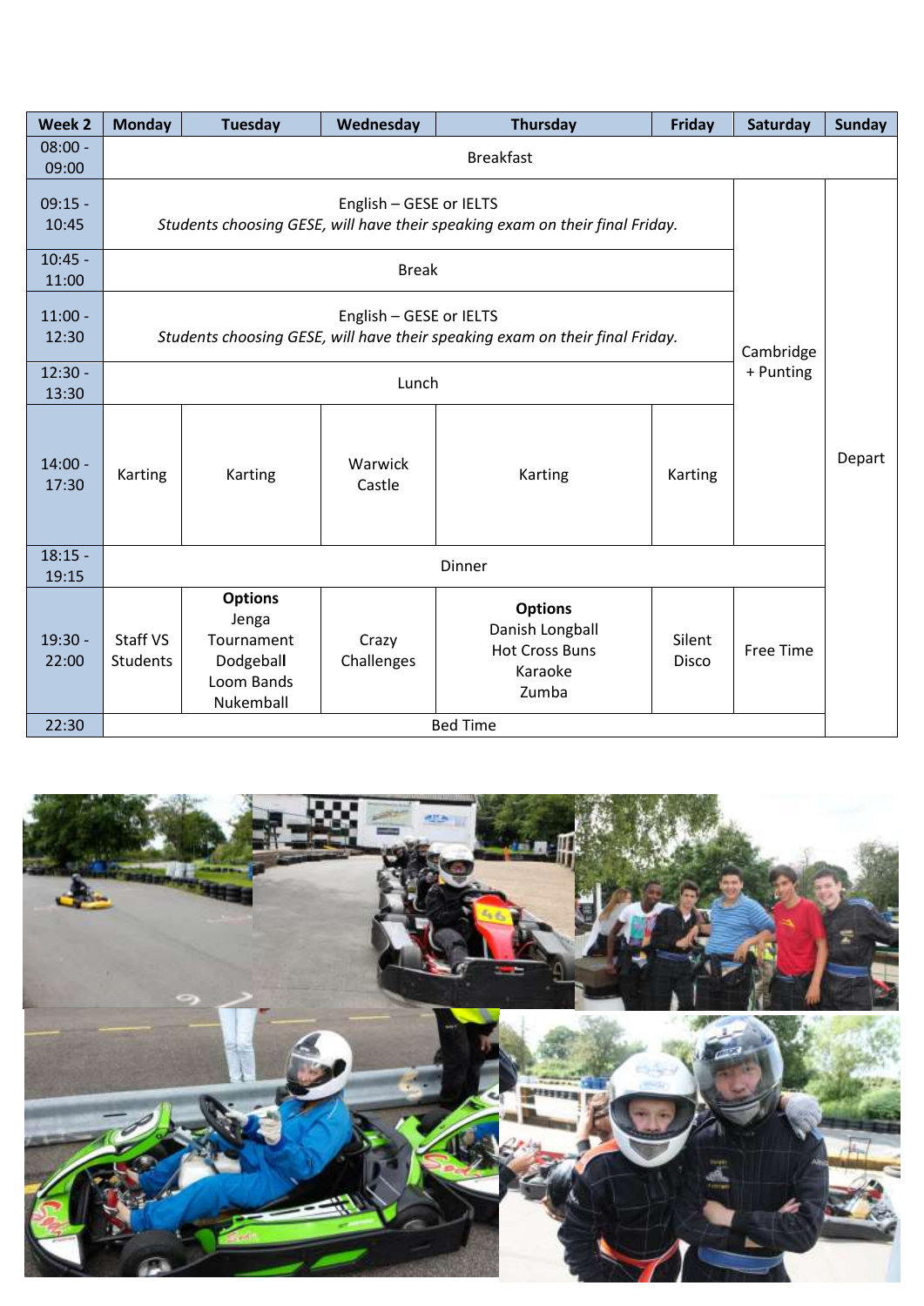| Week 2 | Monday | Tuesday | Wednesday | Thursday | Friday | Saturday | Sunday |
| --- | --- | --- | --- | --- | --- | --- | --- |
| 08:00 - 09:00 | Breakfast | | | | | | |
| 09:15 - 10:45 | English – GESE or IELTS *Students choosing GESE, will have their speaking exam on their final Friday.* | | | | | Cambridge + Punting | Depart |
| 10:45 - 11:00 | Break | | | | | | |
| 11:00 - 12:30 | English – GESE or IELTS *Students choosing GESE, will have their speaking exam on their final Friday.* | | | | | | |
| 12:30 - 13:30 | Lunch | | | | | | |
| 14:00 - 17:30 | Karting | Karting | Warwick Castle | Karting | Karting | | |
| 18:15 - 19:15 | Dinner | | | | | | |
| 19:30 - 22:00 | Staff VS Students | **Options** Jenga Tournament Dodgeball Loom Bands Nukemball | Crazy Challenges | **Options** Danish Longball Hot Cross Buns Karaoke Zumba | Silent Disco | Free Time | |
| 22:30 | Bed Time | | | | | | |